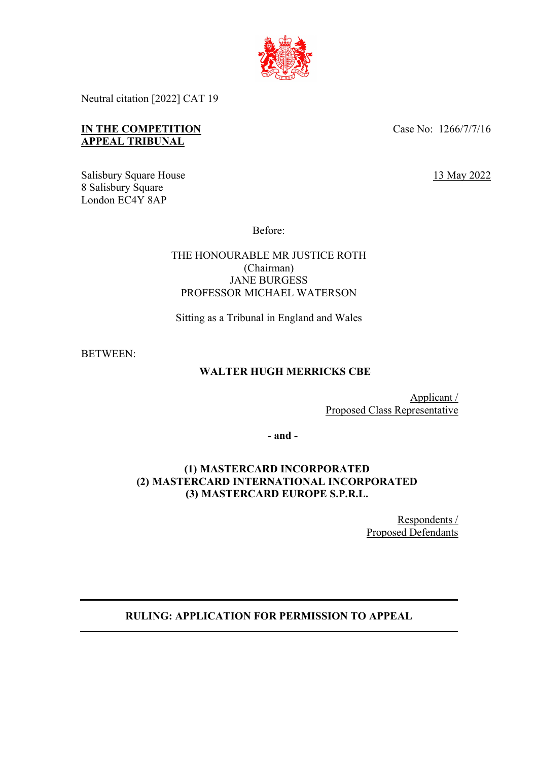Neutral citation [2022] CAT 19

**IN THE COMPETITION APPEAL TRIBUNAL**

Case No: 1266/7/7/16

Salisbury Square House
8 Salisbury Square
London EC4Y 8AP

13 May 2022

Before:

THE HONOURABLE MR JUSTICE ROTH
(Chairman)
JANE BURGESS
PROFESSOR MICHAEL WATERSON

Sitting as a Tribunal in England and Wales

BETWEEN:

**WALTER HUGH MERRICKS CBE**

Applicant /
Proposed Class Representative

**- and -**

**(1) MASTERCARD INCORPORATED**
**(2) MASTERCARD INTERNATIONAL INCORPORATED**
**(3) MASTERCARD EUROPE S.P.R.L.**

Respondents /
Proposed Defendants

---

**RULING: APPLICATION FOR PERMISSION TO APPEAL**

---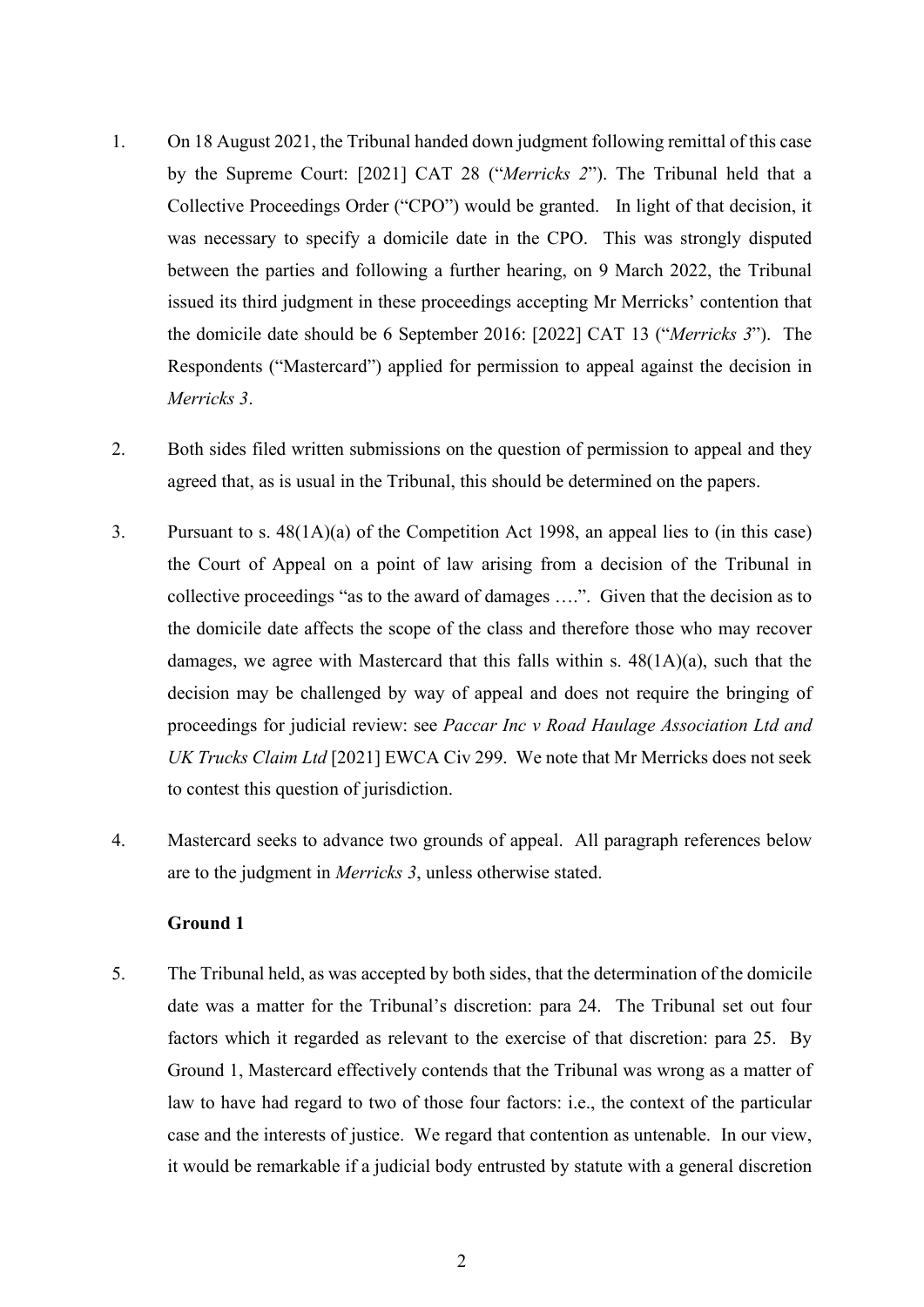1. On 18 August 2021, the Tribunal handed down judgment following remittal of this case by the Supreme Court: [2021] CAT 28 ("*Merricks 2*"). The Tribunal held that a Collective Proceedings Order ("CPO") would be granted. In light of that decision, it was necessary to specify a domicile date in the CPO. This was strongly disputed between the parties and following a further hearing, on 9 March 2022, the Tribunal issued its third judgment in these proceedings accepting Mr Merricks' contention that the domicile date should be 6 September 2016: [2022] CAT 13 ("*Merricks 3*"). The Respondents ("Mastercard") applied for permission to appeal against the decision in *Merricks 3*.

2. Both sides filed written submissions on the question of permission to appeal and they agreed that, as is usual in the Tribunal, this should be determined on the papers.

3. Pursuant to s. 48(1A)(a) of the Competition Act 1998, an appeal lies to (in this case) the Court of Appeal on a point of law arising from a decision of the Tribunal in collective proceedings "as to the award of damages ….". Given that the decision as to the domicile date affects the scope of the class and therefore those who may recover damages, we agree with Mastercard that this falls within s. 48(1A)(a), such that the decision may be challenged by way of appeal and does not require the bringing of proceedings for judicial review: see *Paccar Inc v Road Haulage Association Ltd and UK Trucks Claim Ltd* [2021] EWCA Civ 299. We note that Mr Merricks does not seek to contest this question of jurisdiction.

4. Mastercard seeks to advance two grounds of appeal. All paragraph references below are to the judgment in *Merricks 3*, unless otherwise stated.

**Ground 1**

5. The Tribunal held, as was accepted by both sides, that the determination of the domicile date was a matter for the Tribunal's discretion: para 24. The Tribunal set out four factors which it regarded as relevant to the exercise of that discretion: para 25. By Ground 1, Mastercard effectively contends that the Tribunal was wrong as a matter of law to have had regard to two of those four factors: i.e., the context of the particular case and the interests of justice. We regard that contention as untenable. In our view, it would be remarkable if a judicial body entrusted by statute with a general discretion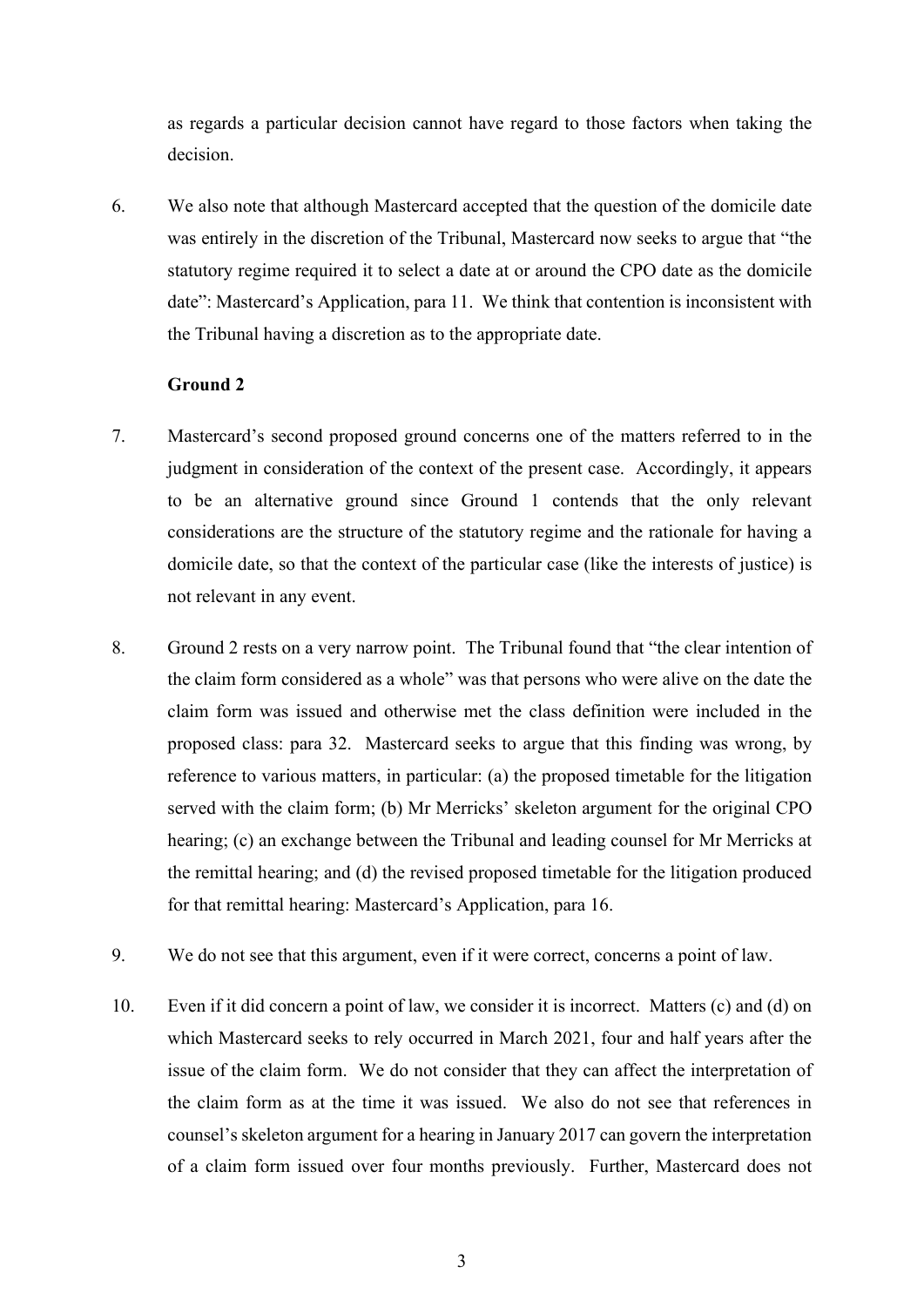as regards a particular decision cannot have regard to those factors when taking the decision.

6. We also note that although Mastercard accepted that the question of the domicile date was entirely in the discretion of the Tribunal, Mastercard now seeks to argue that "the statutory regime required it to select a date at or around the CPO date as the domicile date": Mastercard's Application, para 11. We think that contention is inconsistent with the Tribunal having a discretion as to the appropriate date.

**Ground 2**

7. Mastercard's second proposed ground concerns one of the matters referred to in the judgment in consideration of the context of the present case. Accordingly, it appears to be an alternative ground since Ground 1 contends that the only relevant considerations are the structure of the statutory regime and the rationale for having a domicile date, so that the context of the particular case (like the interests of justice) is not relevant in any event.

8. Ground 2 rests on a very narrow point. The Tribunal found that "the clear intention of the claim form considered as a whole" was that persons who were alive on the date the claim form was issued and otherwise met the class definition were included in the proposed class: para 32. Mastercard seeks to argue that this finding was wrong, by reference to various matters, in particular: (a) the proposed timetable for the litigation served with the claim form; (b) Mr Merricks' skeleton argument for the original CPO hearing; (c) an exchange between the Tribunal and leading counsel for Mr Merricks at the remittal hearing; and (d) the revised proposed timetable for the litigation produced for that remittal hearing: Mastercard's Application, para 16.

9. We do not see that this argument, even if it were correct, concerns a point of law.

10. Even if it did concern a point of law, we consider it is incorrect. Matters (c) and (d) on which Mastercard seeks to rely occurred in March 2021, four and half years after the issue of the claim form. We do not consider that they can affect the interpretation of the claim form as at the time it was issued. We also do not see that references in counsel's skeleton argument for a hearing in January 2017 can govern the interpretation of a claim form issued over four months previously. Further, Mastercard does not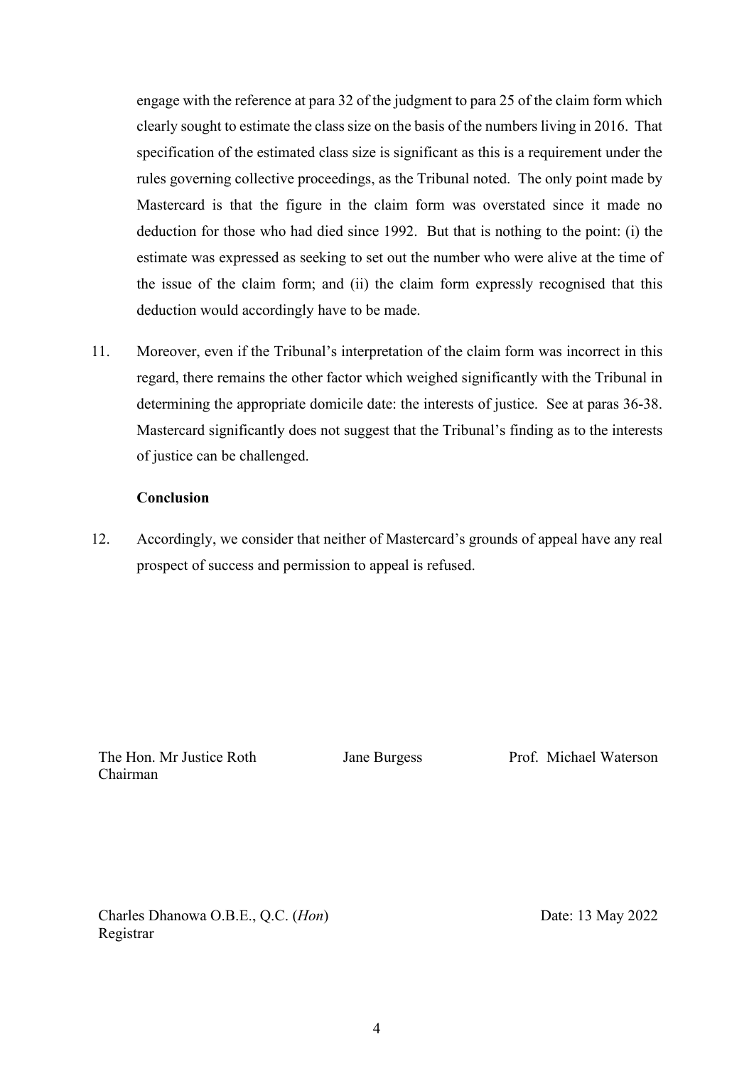engage with the reference at para 32 of the judgment to para 25 of the claim form which clearly sought to estimate the class size on the basis of the numbers living in 2016. That specification of the estimated class size is significant as this is a requirement under the rules governing collective proceedings, as the Tribunal noted. The only point made by Mastercard is that the figure in the claim form was overstated since it made no deduction for those who had died since 1992. But that is nothing to the point: (i) the estimate was expressed as seeking to set out the number who were alive at the time of the issue of the claim form; and (ii) the claim form expressly recognised that this deduction would accordingly have to be made.

11. Moreover, even if the Tribunal's interpretation of the claim form was incorrect in this regard, there remains the other factor which weighed significantly with the Tribunal in determining the appropriate domicile date: the interests of justice. See at paras 36-38. Mastercard significantly does not suggest that the Tribunal's finding as to the interests of justice can be challenged.

**Conclusion**

12. Accordingly, we consider that neither of Mastercard's grounds of appeal have any real prospect of success and permission to appeal is refused.

| | | |
|---|---|---|
| The Hon. Mr Justice Roth<br>Chairman | Jane Burgess | Prof. Michael Waterson |

Charles Dhanowa O.B.E., Q.C. (*Hon*)
Registrar

Date: 13 May 2022